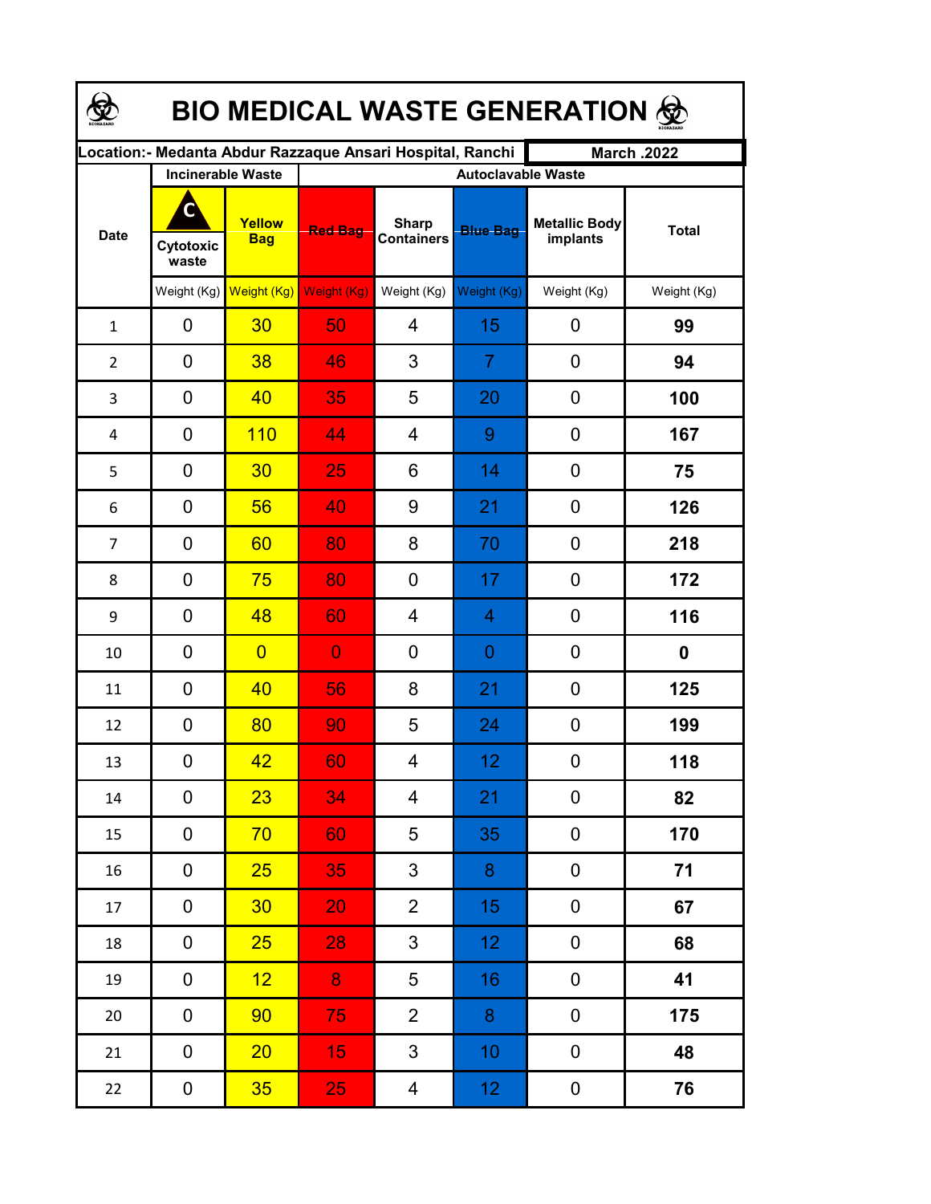# BIO MEDICAL WASTE GENERATION

| Location:- Medanta Abdur Razzaque Ansari Hospital, Ranchi | | | | | | | March .2022 |
|---|---|---|---|---|---|---|---|
| Date | Incinerable Waste | | Autoclavable Waste | | | | |
| | C Cytotoxic waste | Yellow Bag | Red Bag | Sharp Containers | Blue Bag | Metallic Body implants | Total |
| | Weight (Kg) | Weight (Kg) | Weight (Kg) | Weight (Kg) | Weight (Kg) | Weight (Kg) | Weight (Kg) |
| 1 | 0 | 30 | 50 | 4 | 15 | 0 | **99** |
| 2 | 0 | 38 | 46 | 3 | 7 | 0 | **94** |
| 3 | 0 | 40 | 35 | 5 | 20 | 0 | **100** |
| 4 | 0 | 110 | 44 | 4 | 9 | 0 | **167** |
| 5 | 0 | 30 | 25 | 6 | 14 | 0 | **75** |
| 6 | 0 | 56 | 40 | 9 | 21 | 0 | **126** |
| 7 | 0 | 60 | 80 | 8 | 70 | 0 | **218** |
| 8 | 0 | 75 | 80 | 0 | 17 | 0 | **172** |
| 9 | 0 | 48 | 60 | 4 | 4 | 0 | **116** |
| 10 | 0 | 0 | 0 | 0 | 0 | 0 | **0** |
| 11 | 0 | 40 | 56 | 8 | 21 | 0 | **125** |
| 12 | 0 | 80 | 90 | 5 | 24 | 0 | **199** |
| 13 | 0 | 42 | 60 | 4 | 12 | 0 | **118** |
| 14 | 0 | 23 | 34 | 4 | 21 | 0 | **82** |
| 15 | 0 | 70 | 60 | 5 | 35 | 0 | **170** |
| 16 | 0 | 25 | 35 | 3 | 8 | 0 | **71** |
| 17 | 0 | 30 | 20 | 2 | 15 | 0 | **67** |
| 18 | 0 | 25 | 28 | 3 | 12 | 0 | **68** |
| 19 | 0 | 12 | 8 | 5 | 16 | 0 | **41** |
| 20 | 0 | 90 | 75 | 2 | 8 | 0 | **175** |
| 21 | 0 | 20 | 15 | 3 | 10 | 0 | **48** |
| 22 | 0 | 35 | 25 | 4 | 12 | 0 | **76** |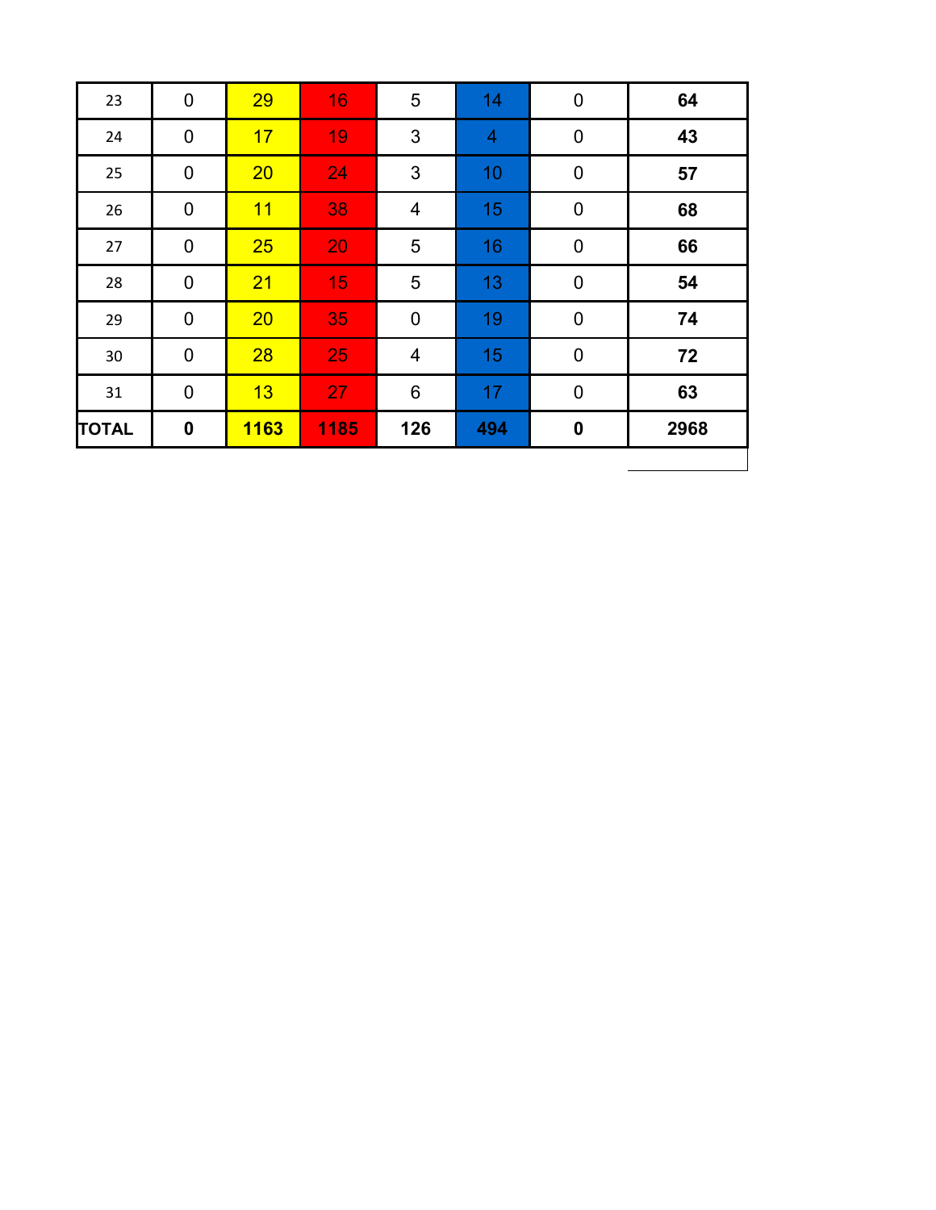| | | | | | | | |
|---|---|---|---|---|---|---|---|
| 23 | 0 | 29 | 16 | 5 | 14 | 0 | **64** |
| 24 | 0 | 17 | 19 | 3 | 4 | 0 | **43** |
| 25 | 0 | 20 | 24 | 3 | 10 | 0 | **57** |
| 26 | 0 | 11 | 38 | 4 | 15 | 0 | **68** |
| 27 | 0 | 25 | 20 | 5 | 16 | 0 | **66** |
| 28 | 0 | 21 | 15 | 5 | 13 | 0 | **54** |
| 29 | 0 | 20 | 35 | 0 | 19 | 0 | **74** |
| 30 | 0 | 28 | 25 | 4 | 15 | 0 | **72** |
| 31 | 0 | 13 | 27 | 6 | 17 | 0 | **63** |
| **TOTAL** | **0** | **1163** | **1185** | **126** | **494** | **0** | **2968** |